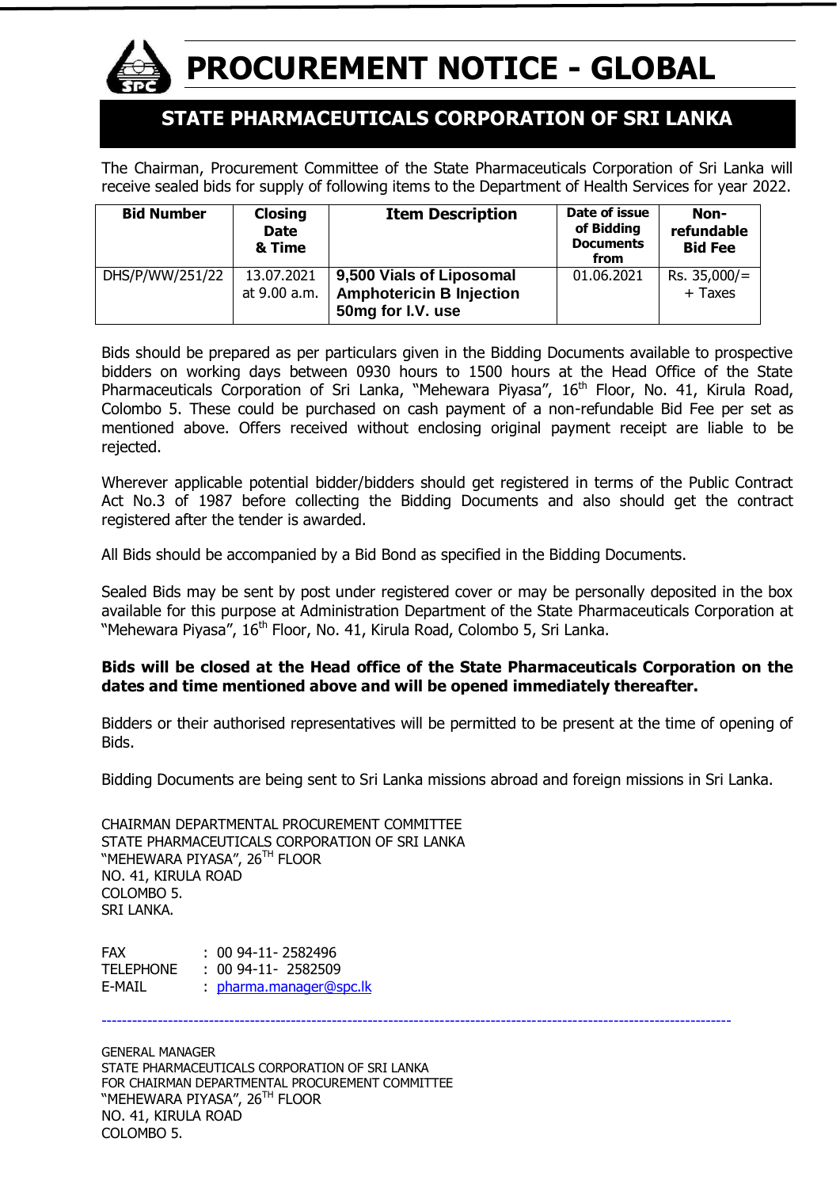# PROCUREMENT NOTICE - GLOBAL

## STATE PHARMACEUTICALS CORPORATION OF SRI LANKA

The Chairman, Procurement Committee of the State Pharmaceuticals Corporation of Sri Lanka will receive sealed bids for supply of following items to the Department of Health Services for year 2022.

| Bid Number | Closing Date & Time | Item Description | Date of issue of Bidding Documents from | Non-refundable Bid Fee |
|---|---|---|---|---|
| DHS/P/WW/251/22 | 13.07.2021 at 9.00 a.m. | **9,500 Vials of Liposomal Amphotericin B Injection 50mg for I.V. use** | 01.06.2021 | Rs. 35,000/= + Taxes |

Bids should be prepared as per particulars given in the Bidding Documents available to prospective bidders on working days between 0930 hours to 1500 hours at the Head Office of the State Pharmaceuticals Corporation of Sri Lanka, "Mehewara Piyasa", 16th Floor, No. 41, Kirula Road, Colombo 5. These could be purchased on cash payment of a non-refundable Bid Fee per set as mentioned above. Offers received without enclosing original payment receipt are liable to be rejected.

Wherever applicable potential bidder/bidders should get registered in terms of the Public Contract Act No.3 of 1987 before collecting the Bidding Documents and also should get the contract registered after the tender is awarded.

All Bids should be accompanied by a Bid Bond as specified in the Bidding Documents.

Sealed Bids may be sent by post under registered cover or may be personally deposited in the box available for this purpose at Administration Department of the State Pharmaceuticals Corporation at "Mehewara Piyasa", 16th Floor, No. 41, Kirula Road, Colombo 5, Sri Lanka.

**Bids will be closed at the Head office of the State Pharmaceuticals Corporation on the dates and time mentioned above and will be opened immediately thereafter.**

Bidders or their authorised representatives will be permitted to be present at the time of opening of Bids.

Bidding Documents are being sent to Sri Lanka missions abroad and foreign missions in Sri Lanka.

CHAIRMAN DEPARTMENTAL PROCUREMENT COMMITTEE
STATE PHARMACEUTICALS CORPORATION OF SRI LANKA
"MEHEWARA PIYASA", 26TH FLOOR
NO. 41, KIRULA ROAD
COLOMBO 5.
SRI LANKA.

FAX : 00 94-11- 2582496
TELEPHONE : 00 94-11- 2582509
E-MAIL : pharma.manager@spc.lk

---

GENERAL MANAGER
STATE PHARMACEUTICALS CORPORATION OF SRI LANKA
FOR CHAIRMAN DEPARTMENTAL PROCUREMENT COMMITTEE
"MEHEWARA PIYASA", 26TH FLOOR
NO. 41, KIRULA ROAD
COLOMBO 5.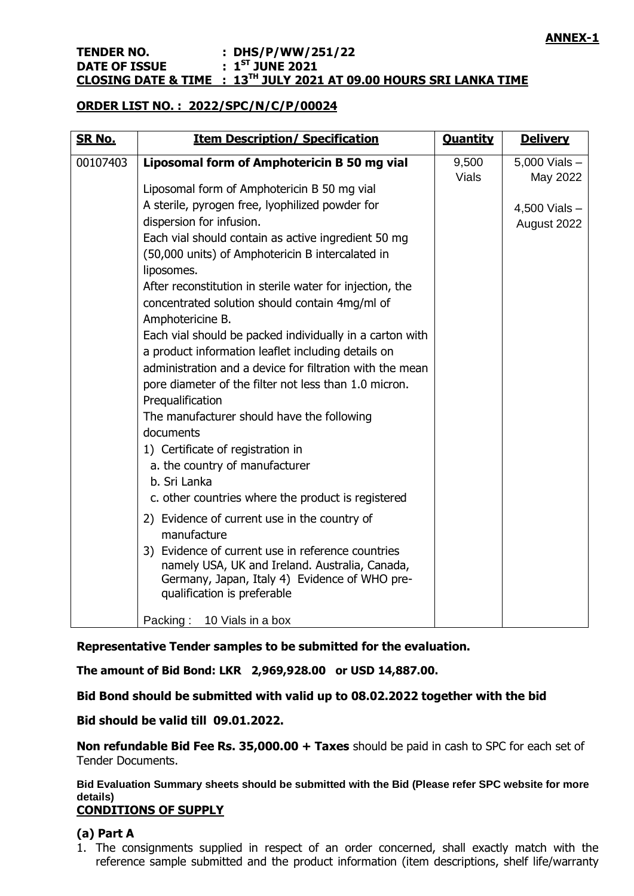**ANNEX-1**

**TENDER NO. : DHS/P/WW/251/22**
**DATE OF ISSUE : 1ST JUNE 2021**
**CLOSING DATE & TIME : 13TH JULY 2021 AT 09.00 HOURS SRI LANKA TIME**

**ORDER LIST NO. : 2022/SPC/N/C/P/00024**

| SR No. | Item Description/ Specification | Quantity | Delivery |
|---|---|---|---|
| 00107403 | **Liposomal form of Amphotericin B 50 mg vial**<br><br>Liposomal form of Amphotericin B 50 mg vial<br>A sterile, pyrogen free, lyophilized powder for dispersion for infusion.<br>Each vial should contain as active ingredient 50 mg (50,000 units) of Amphotericin B intercalated in liposomes.<br>After reconstitution in sterile water for injection, the concentrated solution should contain 4mg/ml of Amphotericine B.<br>Each vial should be packed individually in a carton with a product information leaflet including details on administration and a device for filtration with the mean pore diameter of the filter not less than 1.0 micron.<br>Prequalification<br>The manufacturer should have the following documents<br>1) Certificate of registration in<br>a. the country of manufacturer<br>b. Sri Lanka<br>c. other countries where the product is registered<br>2) Evidence of current use in the country of manufacture<br>3) Evidence of current use in reference countries namely USA, UK and Ireland. Australia, Canada, Germany, Japan, Italy 4) Evidence of WHO pre-qualification is preferable<br><br>Packing : 10 Vials in a box | 9,500 Vials | 5,000 Vials – May 2022<br><br>4,500 Vials – August 2022 |

**Representative Tender samples to be submitted for the evaluation.**

**The amount of Bid Bond: LKR 2,969,928.00 or USD 14,887.00.**

**Bid Bond should be submitted with valid up to 08.02.2022 together with the bid**

**Bid should be valid till 09.01.2022.**

**Non refundable Bid Fee Rs. 35,000.00 + Taxes** should be paid in cash to SPC for each set of Tender Documents.

**Bid Evaluation Summary sheets should be submitted with the Bid (Please refer SPC website for more details)**

**CONDITIONS OF SUPPLY**

**(a) Part A**

1. The consignments supplied in respect of an order concerned, shall exactly match with the reference sample submitted and the product information (item descriptions, shelf life/warranty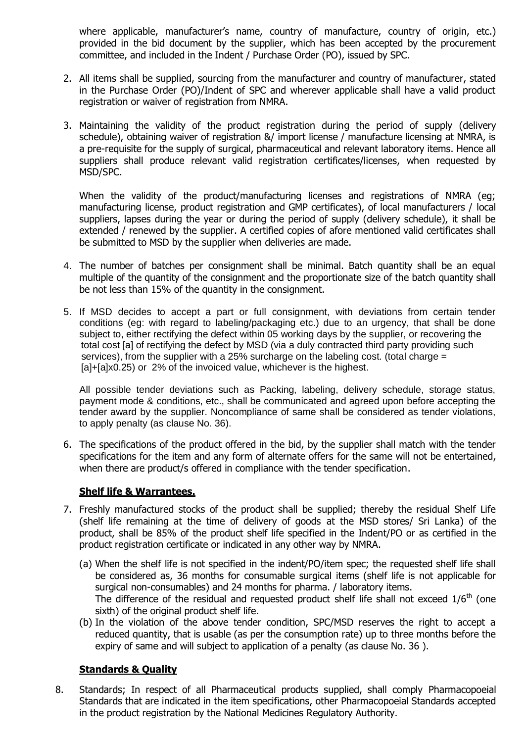where applicable, manufacturer's name, country of manufacture, country of origin, etc.) provided in the bid document by the supplier, which has been accepted by the procurement committee, and included in the Indent / Purchase Order (PO), issued by SPC.

2. All items shall be supplied, sourcing from the manufacturer and country of manufacturer, stated in the Purchase Order (PO)/Indent of SPC and wherever applicable shall have a valid product registration or waiver of registration from NMRA.

3. Maintaining the validity of the product registration during the period of supply (delivery schedule), obtaining waiver of registration &/ import license / manufacture licensing at NMRA, is a pre-requisite for the supply of surgical, pharmaceutical and relevant laboratory items. Hence all suppliers shall produce relevant valid registration certificates/licenses, when requested by MSD/SPC.

   When the validity of the product/manufacturing licenses and registrations of NMRA (eg; manufacturing license, product registration and GMP certificates), of local manufacturers / local suppliers, lapses during the year or during the period of supply (delivery schedule), it shall be extended / renewed by the supplier. A certified copies of afore mentioned valid certificates shall be submitted to MSD by the supplier when deliveries are made.

4. The number of batches per consignment shall be minimal. Batch quantity shall be an equal multiple of the quantity of the consignment and the proportionate size of the batch quantity shall be not less than 15% of the quantity in the consignment.

5. If MSD decides to accept a part or full consignment, with deviations from certain tender conditions (eg: with regard to labeling/packaging etc.) due to an urgency, that shall be done subject to, either rectifying the defect within 05 working days by the supplier, or recovering the total cost [a] of rectifying the defect by MSD (via a duly contracted third party providing such services), from the supplier with a 25% surcharge on the labeling cost. (total charge = [a]+[a]x0.25) or 2% of the invoiced value, whichever is the highest.

   All possible tender deviations such as Packing, labeling, delivery schedule, storage status, payment mode & conditions, etc., shall be communicated and agreed upon before accepting the tender award by the supplier. Noncompliance of same shall be considered as tender violations, to apply penalty (as clause No. 36).

6. The specifications of the product offered in the bid, by the supplier shall match with the tender specifications for the item and any form of alternate offers for the same will not be entertained, when there are product/s offered in compliance with the tender specification.

### Shelf life & Warrantees.

7. Freshly manufactured stocks of the product shall be supplied; thereby the residual Shelf Life (shelf life remaining at the time of delivery of goods at the MSD stores/ Sri Lanka) of the product, shall be 85% of the product shelf life specified in the Indent/PO or as certified in the product registration certificate or indicated in any other way by NMRA.

   (a) When the shelf life is not specified in the indent/PO/item spec; the requested shelf life shall be considered as, 36 months for consumable surgical items (shelf life is not applicable for surgical non-consumables) and 24 months for pharma. / laboratory items.
   The difference of the residual and requested product shelf life shall not exceed $1/6^{th}$ (one sixth) of the original product shelf life.

   (b) In the violation of the above tender condition, SPC/MSD reserves the right to accept a reduced quantity, that is usable (as per the consumption rate) up to three months before the expiry of same and will subject to application of a penalty (as clause No. 36 ).

### Standards & Quality

8. Standards; In respect of all Pharmaceutical products supplied, shall comply Pharmacopoeial Standards that are indicated in the item specifications, other Pharmacopoeial Standards accepted in the product registration by the National Medicines Regulatory Authority.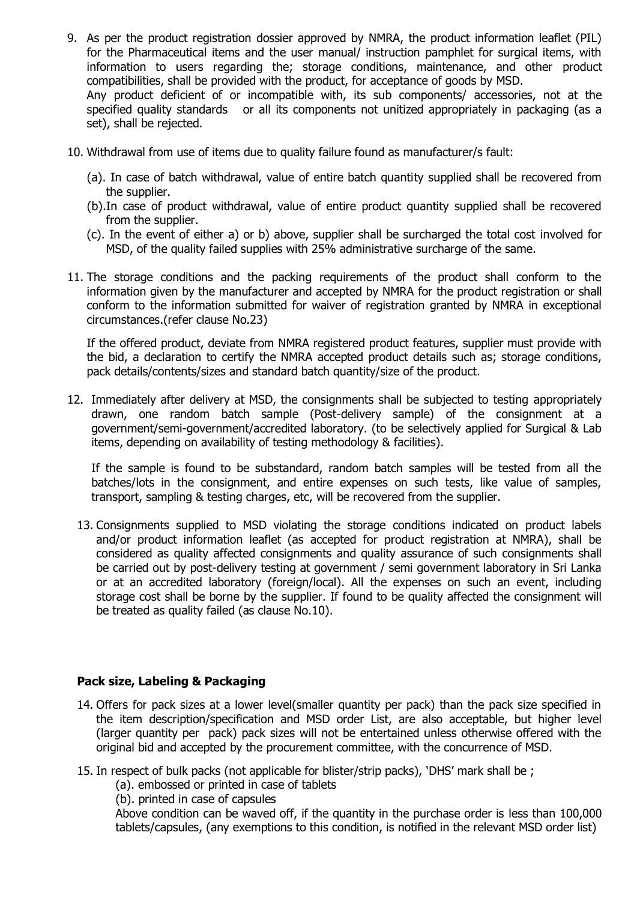9. As per the product registration dossier approved by NMRA, the product information leaflet (PIL) for the Pharmaceutical items and the user manual/ instruction pamphlet for surgical items, with information to users regarding the; storage conditions, maintenance, and other product compatibilities, shall be provided with the product, for acceptance of goods by MSD.
   Any product deficient of or incompatible with, its sub components/ accessories, not at the specified quality standards or all its components not unitized appropriately in packaging (as a set), shall be rejected.

10. Withdrawal from use of items due to quality failure found as manufacturer/s fault:
    (a). In case of batch withdrawal, value of entire batch quantity supplied shall be recovered from the supplier.
    (b).In case of product withdrawal, value of entire product quantity supplied shall be recovered from the supplier.
    (c). In the event of either a) or b) above, supplier shall be surcharged the total cost involved for MSD, of the quality failed supplies with 25% administrative surcharge of the same.

11. The storage conditions and the packing requirements of the product shall conform to the information given by the manufacturer and accepted by NMRA for the product registration or shall conform to the information submitted for waiver of registration granted by NMRA in exceptional circumstances.(refer clause No.23)

    If the offered product, deviate from NMRA registered product features, supplier must provide with the bid, a declaration to certify the NMRA accepted product details such as; storage conditions, pack details/contents/sizes and standard batch quantity/size of the product.

12. Immediately after delivery at MSD, the consignments shall be subjected to testing appropriately drawn, one random batch sample (Post-delivery sample) of the consignment at a government/semi-government/accredited laboratory. (to be selectively applied for Surgical & Lab items, depending on availability of testing methodology & facilities).

    If the sample is found to be substandard, random batch samples will be tested from all the batches/lots in the consignment, and entire expenses on such tests, like value of samples, transport, sampling & testing charges, etc, will be recovered from the supplier.

13. Consignments supplied to MSD violating the storage conditions indicated on product labels and/or product information leaflet (as accepted for product registration at NMRA), shall be considered as quality affected consignments and quality assurance of such consignments shall be carried out by post-delivery testing at government / semi government laboratory in Sri Lanka or at an accredited laboratory (foreign/local). All the expenses on such an event, including storage cost shall be borne by the supplier. If found to be quality affected the consignment will be treated as quality failed (as clause No.10).

**Pack size, Labeling & Packaging**

14. Offers for pack sizes at a lower level(smaller quantity per pack) than the pack size specified in the item description/specification and MSD order List, are also acceptable, but higher level (larger quantity per pack) pack sizes will not be entertained unless otherwise offered with the original bid and accepted by the procurement committee, with the concurrence of MSD.

15. In respect of bulk packs (not applicable for blister/strip packs), 'DHS' mark shall be ;
    (a). embossed or printed in case of tablets
    (b). printed in case of capsules
    Above condition can be waved off, if the quantity in the purchase order is less than 100,000 tablets/capsules, (any exemptions to this condition, is notified in the relevant MSD order list)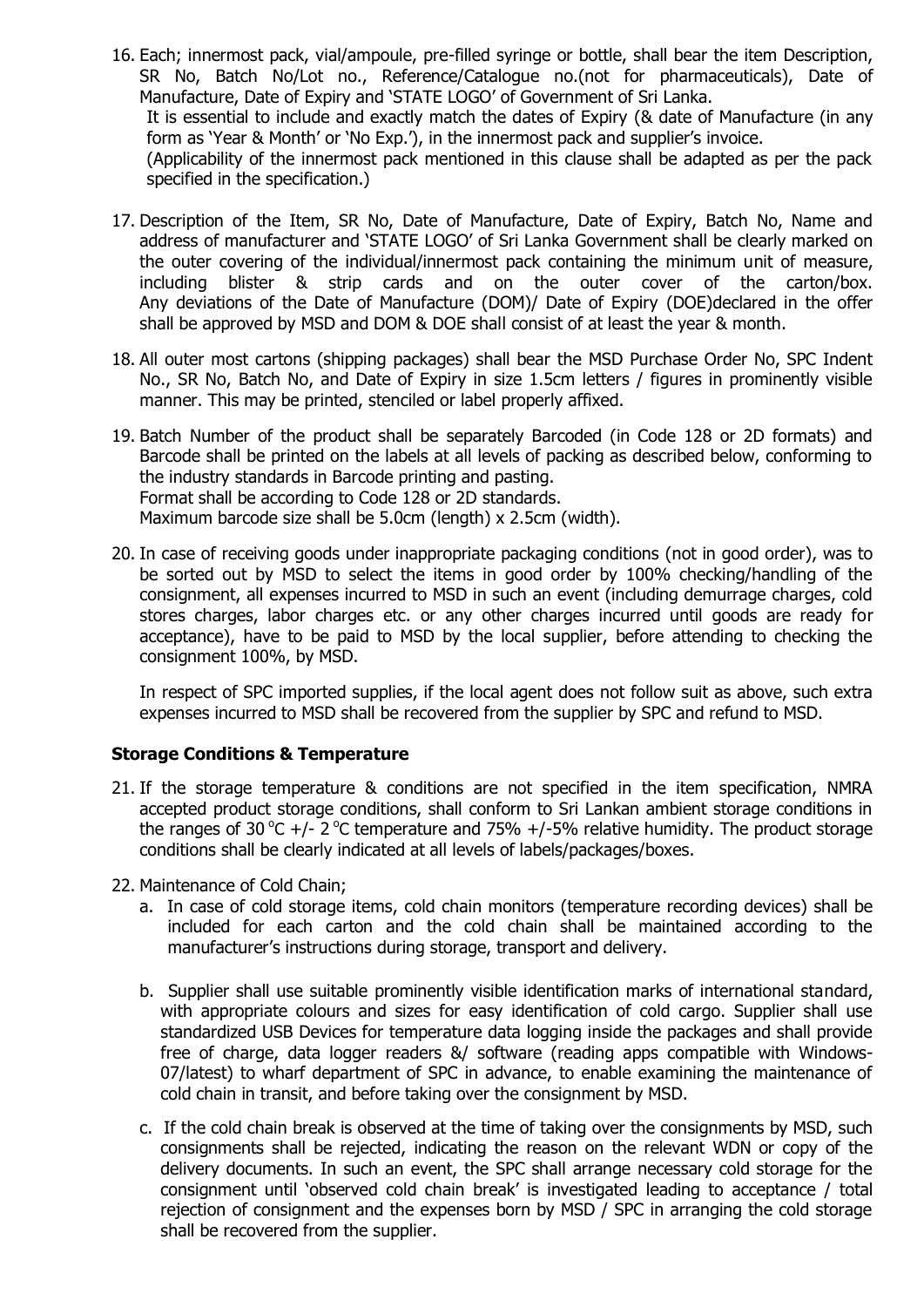16. Each; innermost pack, vial/ampoule, pre-filled syringe or bottle, shall bear the item Description, SR No, Batch No/Lot no., Reference/Catalogue no.(not for pharmaceuticals), Date of Manufacture, Date of Expiry and 'STATE LOGO' of Government of Sri Lanka.
    It is essential to include and exactly match the dates of Expiry (& date of Manufacture (in any form as 'Year & Month' or 'No Exp.'), in the innermost pack and supplier's invoice.
    (Applicability of the innermost pack mentioned in this clause shall be adapted as per the pack specified in the specification.)

17. Description of the Item, SR No, Date of Manufacture, Date of Expiry, Batch No, Name and address of manufacturer and 'STATE LOGO' of Sri Lanka Government shall be clearly marked on the outer covering of the individual/innermost pack containing the minimum unit of measure, including blister & strip cards and on the outer cover of the carton/box. Any deviations of the Date of Manufacture (DOM)/ Date of Expiry (DOE)declared in the offer shall be approved by MSD and DOM & DOE shall consist of at least the year & month.

18. All outer most cartons (shipping packages) shall bear the MSD Purchase Order No, SPC Indent No., SR No, Batch No, and Date of Expiry in size 1.5cm letters / figures in prominently visible manner. This may be printed, stenciled or label properly affixed.

19. Batch Number of the product shall be separately Barcoded (in Code 128 or 2D formats) and Barcode shall be printed on the labels at all levels of packing as described below, conforming to the industry standards in Barcode printing and pasting.
    Format shall be according to Code 128 or 2D standards.
    Maximum barcode size shall be 5.0cm (length) x 2.5cm (width).

20. In case of receiving goods under inappropriate packaging conditions (not in good order), was to be sorted out by MSD to select the items in good order by 100% checking/handling of the consignment, all expenses incurred to MSD in such an event (including demurrage charges, cold stores charges, labor charges etc. or any other charges incurred until goods are ready for acceptance), have to be paid to MSD by the local supplier, before attending to checking the consignment 100%, by MSD.

    In respect of SPC imported supplies, if the local agent does not follow suit as above, such extra expenses incurred to MSD shall be recovered from the supplier by SPC and refund to MSD.

**Storage Conditions & Temperature**

21. If the storage temperature & conditions are not specified in the item specification, NMRA accepted product storage conditions, shall conform to Sri Lankan ambient storage conditions in the ranges of 30 °C +/- 2 °C temperature and 75% +/-5% relative humidity. The product storage conditions shall be clearly indicated at all levels of labels/packages/boxes.

22. Maintenance of Cold Chain;
    a. In case of cold storage items, cold chain monitors (temperature recording devices) shall be included for each carton and the cold chain shall be maintained according to the manufacturer's instructions during storage, transport and delivery.

    b. Supplier shall use suitable prominently visible identification marks of international standard, with appropriate colours and sizes for easy identification of cold cargo. Supplier shall use standardized USB Devices for temperature data logging inside the packages and shall provide free of charge, data logger readers &/ software (reading apps compatible with Windows-07/latest) to wharf department of SPC in advance, to enable examining the maintenance of cold chain in transit, and before taking over the consignment by MSD.

    c. If the cold chain break is observed at the time of taking over the consignments by MSD, such consignments shall be rejected, indicating the reason on the relevant WDN or copy of the delivery documents. In such an event, the SPC shall arrange necessary cold storage for the consignment until 'observed cold chain break' is investigated leading to acceptance / total rejection of consignment and the expenses born by MSD / SPC in arranging the cold storage shall be recovered from the supplier.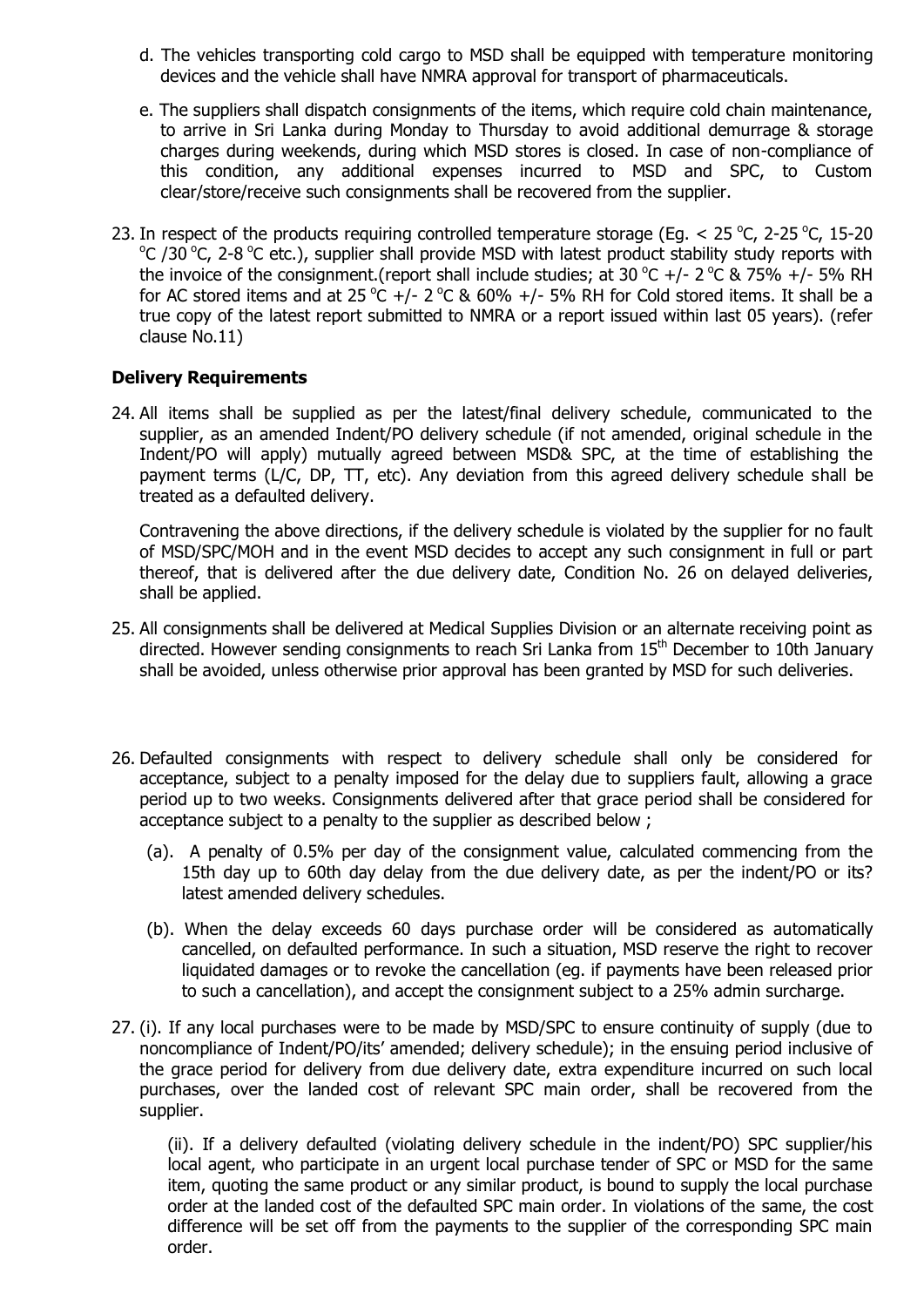d. The vehicles transporting cold cargo to MSD shall be equipped with temperature monitoring devices and the vehicle shall have NMRA approval for transport of pharmaceuticals.

e. The suppliers shall dispatch consignments of the items, which require cold chain maintenance, to arrive in Sri Lanka during Monday to Thursday to avoid additional demurrage & storage charges during weekends, during which MSD stores is closed. In case of non-compliance of this condition, any additional expenses incurred to MSD and SPC, to Custom clear/store/receive such consignments shall be recovered from the supplier.

23. In respect of the products requiring controlled temperature storage (Eg. < 25 °C, 2-25 °C, 15-20 °C /30 °C, 2-8 °C etc.), supplier shall provide MSD with latest product stability study reports with the invoice of the consignment.(report shall include studies; at 30 °C +/- 2 °C & 75% +/- 5% RH for AC stored items and at 25 °C +/- 2 °C & 60% +/- 5% RH for Cold stored items. It shall be a true copy of the latest report submitted to NMRA or a report issued within last 05 years). (refer clause No.11)

### Delivery Requirements

24. All items shall be supplied as per the latest/final delivery schedule, communicated to the supplier, as an amended Indent/PO delivery schedule (if not amended, original schedule in the Indent/PO will apply) mutually agreed between MSD& SPC, at the time of establishing the payment terms (L/C, DP, TT, etc). Any deviation from this agreed delivery schedule shall be treated as a defaulted delivery.

    Contravening the above directions, if the delivery schedule is violated by the supplier for no fault of MSD/SPC/MOH and in the event MSD decides to accept any such consignment in full or part thereof, that is delivered after the due delivery date, Condition No. 26 on delayed deliveries, shall be applied.

25. All consignments shall be delivered at Medical Supplies Division or an alternate receiving point as directed. However sending consignments to reach Sri Lanka from 15th December to 10th January shall be avoided, unless otherwise prior approval has been granted by MSD for such deliveries.

26. Defaulted consignments with respect to delivery schedule shall only be considered for acceptance, subject to a penalty imposed for the delay due to suppliers fault, allowing a grace period up to two weeks. Consignments delivered after that grace period shall be considered for acceptance subject to a penalty to the supplier as described below ;

    (a). A penalty of 0.5% per day of the consignment value, calculated commencing from the 15th day up to 60th day delay from the due delivery date, as per the indent/PO or its? latest amended delivery schedules.

    (b). When the delay exceeds 60 days purchase order will be considered as automatically cancelled, on defaulted performance. In such a situation, MSD reserve the right to recover liquidated damages or to revoke the cancellation (eg. if payments have been released prior to such a cancellation), and accept the consignment subject to a 25% admin surcharge.

27. (i). If any local purchases were to be made by MSD/SPC to ensure continuity of supply (due to noncompliance of Indent/PO/its' amended; delivery schedule); in the ensuing period inclusive of the grace period for delivery from due delivery date, extra expenditure incurred on such local purchases, over the landed cost of relevant SPC main order, shall be recovered from the supplier.

    (ii). If a delivery defaulted (violating delivery schedule in the indent/PO) SPC supplier/his local agent, who participate in an urgent local purchase tender of SPC or MSD for the same item, quoting the same product or any similar product, is bound to supply the local purchase order at the landed cost of the defaulted SPC main order. In violations of the same, the cost difference will be set off from the payments to the supplier of the corresponding SPC main order.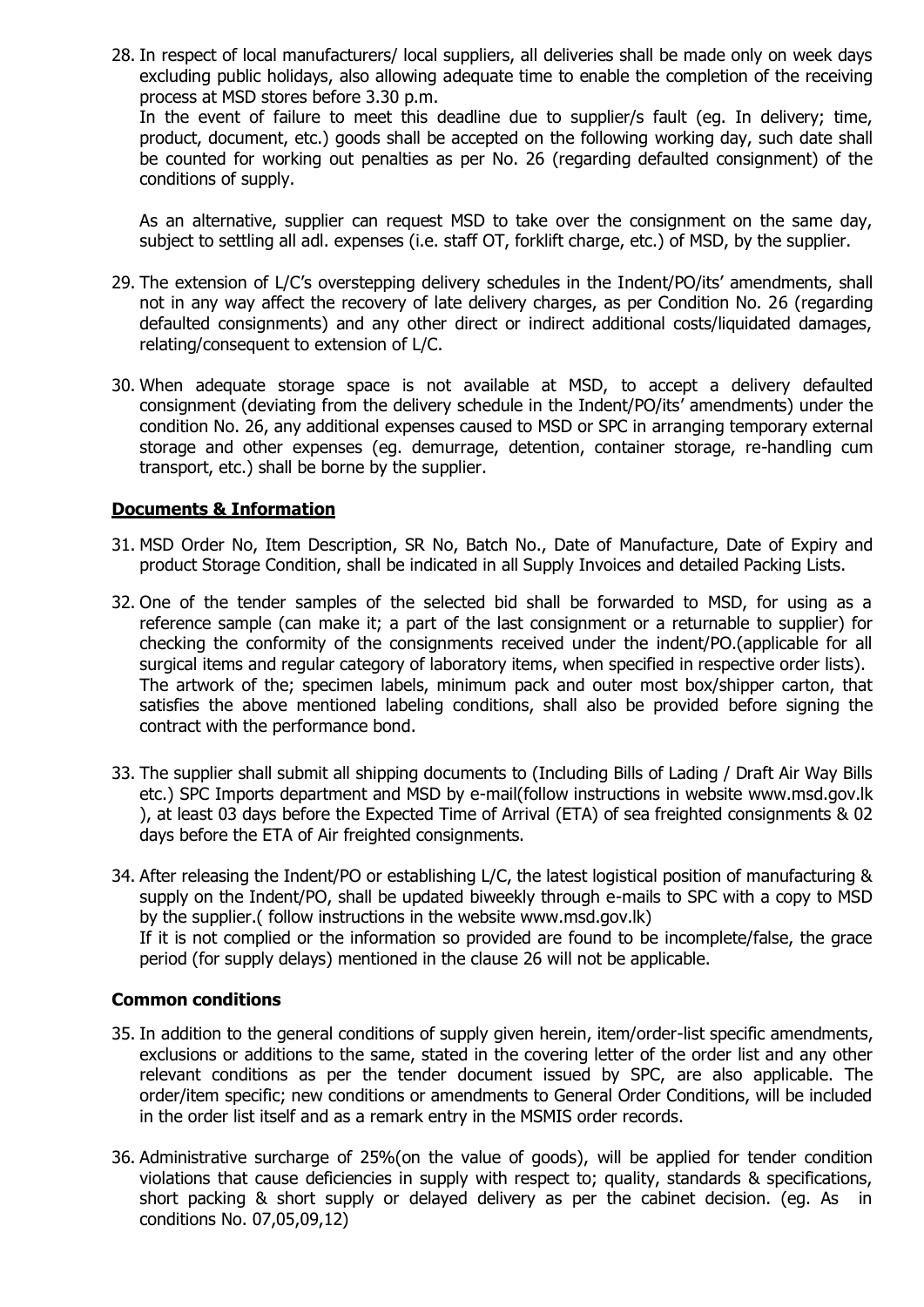28. In respect of local manufacturers/ local suppliers, all deliveries shall be made only on week days excluding public holidays, also allowing adequate time to enable the completion of the receiving process at MSD stores before 3.30 p.m.

    In the event of failure to meet this deadline due to supplier/s fault (eg. In delivery; time, product, document, etc.) goods shall be accepted on the following working day, such date shall be counted for working out penalties as per No. 26 (regarding defaulted consignment) of the conditions of supply.

    As an alternative, supplier can request MSD to take over the consignment on the same day, subject to settling all adl. expenses (i.e. staff OT, forklift charge, etc.) of MSD, by the supplier.

29. The extension of L/C's overstepping delivery schedules in the Indent/PO/its' amendments, shall not in any way affect the recovery of late delivery charges, as per Condition No. 26 (regarding defaulted consignments) and any other direct or indirect additional costs/liquidated damages, relating/consequent to extension of L/C.

30. When adequate storage space is not available at MSD, to accept a delivery defaulted consignment (deviating from the delivery schedule in the Indent/PO/its' amendments) under the condition No. 26, any additional expenses caused to MSD or SPC in arranging temporary external storage and other expenses (eg. demurrage, detention, container storage, re-handling cum transport, etc.) shall be borne by the supplier.

**Documents & Information**

31. MSD Order No, Item Description, SR No, Batch No., Date of Manufacture, Date of Expiry and product Storage Condition, shall be indicated in all Supply Invoices and detailed Packing Lists.

32. One of the tender samples of the selected bid shall be forwarded to MSD, for using as a reference sample (can make it; a part of the last consignment or a returnable to supplier) for checking the conformity of the consignments received under the indent/PO.(applicable for all surgical items and regular category of laboratory items, when specified in respective order lists).

    The artwork of the; specimen labels, minimum pack and outer most box/shipper carton, that satisfies the above mentioned labeling conditions, shall also be provided before signing the contract with the performance bond.

33. The supplier shall submit all shipping documents to (Including Bills of Lading / Draft Air Way Bills etc.) SPC Imports department and MSD by e-mail(follow instructions in website www.msd.gov.lk ), at least 03 days before the Expected Time of Arrival (ETA) of sea freighted consignments & 02 days before the ETA of Air freighted consignments.

34. After releasing the Indent/PO or establishing L/C, the latest logistical position of manufacturing & supply on the Indent/PO, shall be updated biweekly through e-mails to SPC with a copy to MSD by the supplier.( follow instructions in the website www.msd.gov.lk)

    If it is not complied or the information so provided are found to be incomplete/false, the grace period (for supply delays) mentioned in the clause 26 will not be applicable.

**Common conditions**

35. In addition to the general conditions of supply given herein, item/order-list specific amendments, exclusions or additions to the same, stated in the covering letter of the order list and any other relevant conditions as per the tender document issued by SPC, are also applicable. The order/item specific; new conditions or amendments to General Order Conditions, will be included in the order list itself and as a remark entry in the MSMIS order records.

36. Administrative surcharge of 25%(on the value of goods), will be applied for tender condition violations that cause deficiencies in supply with respect to; quality, standards & specifications, short packing & short supply or delayed delivery as per the cabinet decision. (eg. As in conditions No. 07,05,09,12)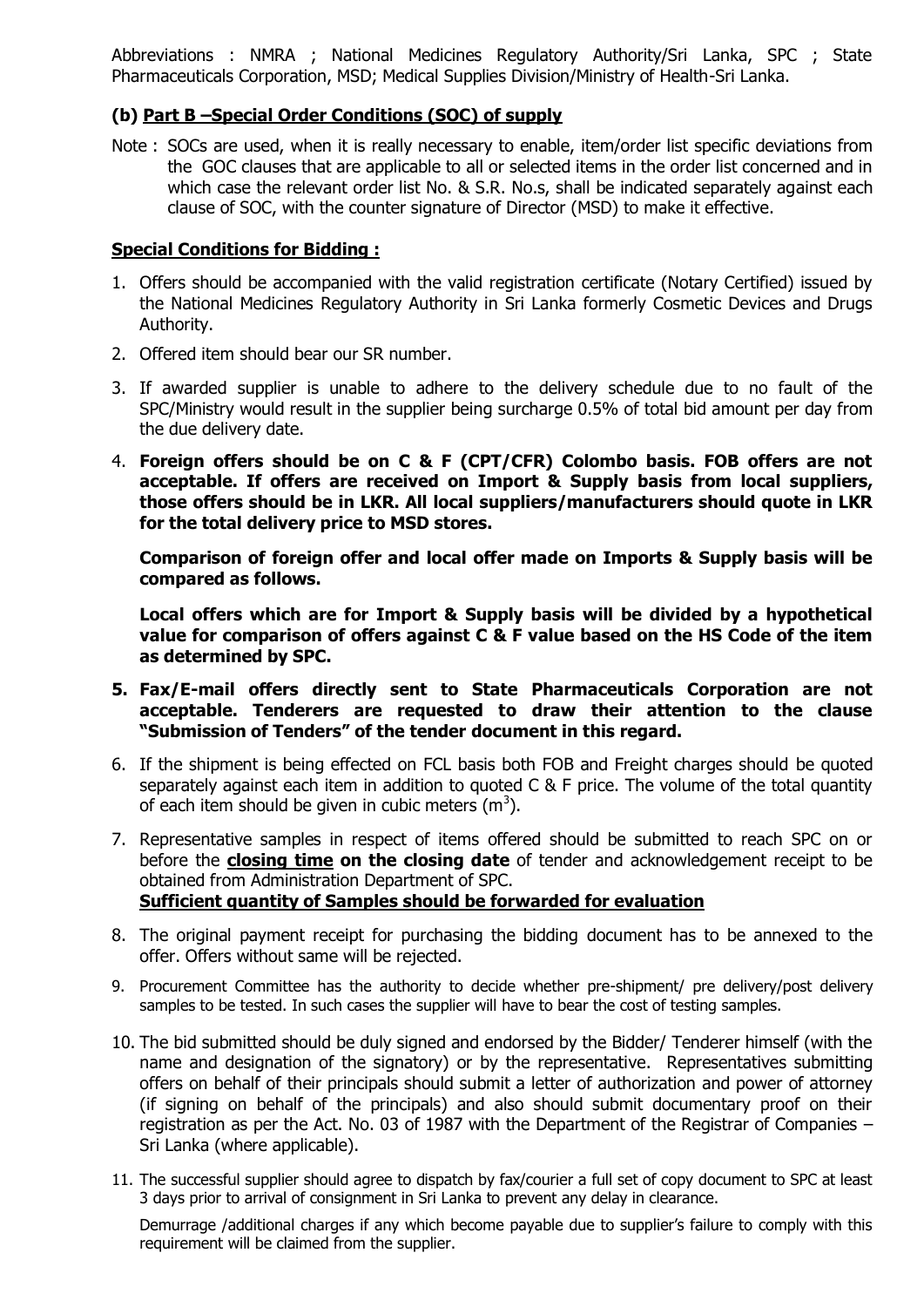Abbreviations : NMRA ; National Medicines Regulatory Authority/Sri Lanka, SPC ; State Pharmaceuticals Corporation, MSD; Medical Supplies Division/Ministry of Health-Sri Lanka.

### (b) Part B –Special Order Conditions (SOC) of supply

Note : SOCs are used, when it is really necessary to enable, item/order list specific deviations from the GOC clauses that are applicable to all or selected items in the order list concerned and in which case the relevant order list No. & S.R. No.s, shall be indicated separately against each clause of SOC, with the counter signature of Director (MSD) to make it effective.

**Special Conditions for Bidding :**

1. Offers should be accompanied with the valid registration certificate (Notary Certified) issued by the National Medicines Regulatory Authority in Sri Lanka formerly Cosmetic Devices and Drugs Authority.
2. Offered item should bear our SR number.
3. If awarded supplier is unable to adhere to the delivery schedule due to no fault of the SPC/Ministry would result in the supplier being surcharge 0.5% of total bid amount per day from the due delivery date.
4. **Foreign offers should be on C & F (CPT/CFR) Colombo basis. FOB offers are not acceptable. If offers are received on Import & Supply basis from local suppliers, those offers should be in LKR. All local suppliers/manufacturers should quote in LKR for the total delivery price to MSD stores.**

   **Comparison of foreign offer and local offer made on Imports & Supply basis will be compared as follows.**

   **Local offers which are for Import & Supply basis will be divided by a hypothetical value for comparison of offers against C & F value based on the HS Code of the item as determined by SPC.**
5. **Fax/E-mail offers directly sent to State Pharmaceuticals Corporation are not acceptable. Tenderers are requested to draw their attention to the clause "Submission of Tenders" of the tender document in this regard.**
6. If the shipment is being effected on FCL basis both FOB and Freight charges should be quoted separately against each item in addition to quoted C & F price. The volume of the total quantity of each item should be given in cubic meters ($m^3$).
7. Representative samples in respect of items offered should be submitted to reach SPC on or before the **closing time on the closing date** of tender and acknowledgement receipt to be obtained from Administration Department of SPC.
   **Sufficient quantity of Samples should be forwarded for evaluation**
8. The original payment receipt for purchasing the bidding document has to be annexed to the offer. Offers without same will be rejected.
9. Procurement Committee has the authority to decide whether pre-shipment/ pre delivery/post delivery samples to be tested. In such cases the supplier will have to bear the cost of testing samples.
10. The bid submitted should be duly signed and endorsed by the Bidder/ Tenderer himself (with the name and designation of the signatory) or by the representative. Representatives submitting offers on behalf of their principals should submit a letter of authorization and power of attorney (if signing on behalf of the principals) and also should submit documentary proof on their registration as per the Act. No. 03 of 1987 with the Department of the Registrar of Companies – Sri Lanka (where applicable).
11. The successful supplier should agree to dispatch by fax/courier a full set of copy document to SPC at least 3 days prior to arrival of consignment in Sri Lanka to prevent any delay in clearance.

    Demurrage /additional charges if any which become payable due to supplier's failure to comply with this requirement will be claimed from the supplier.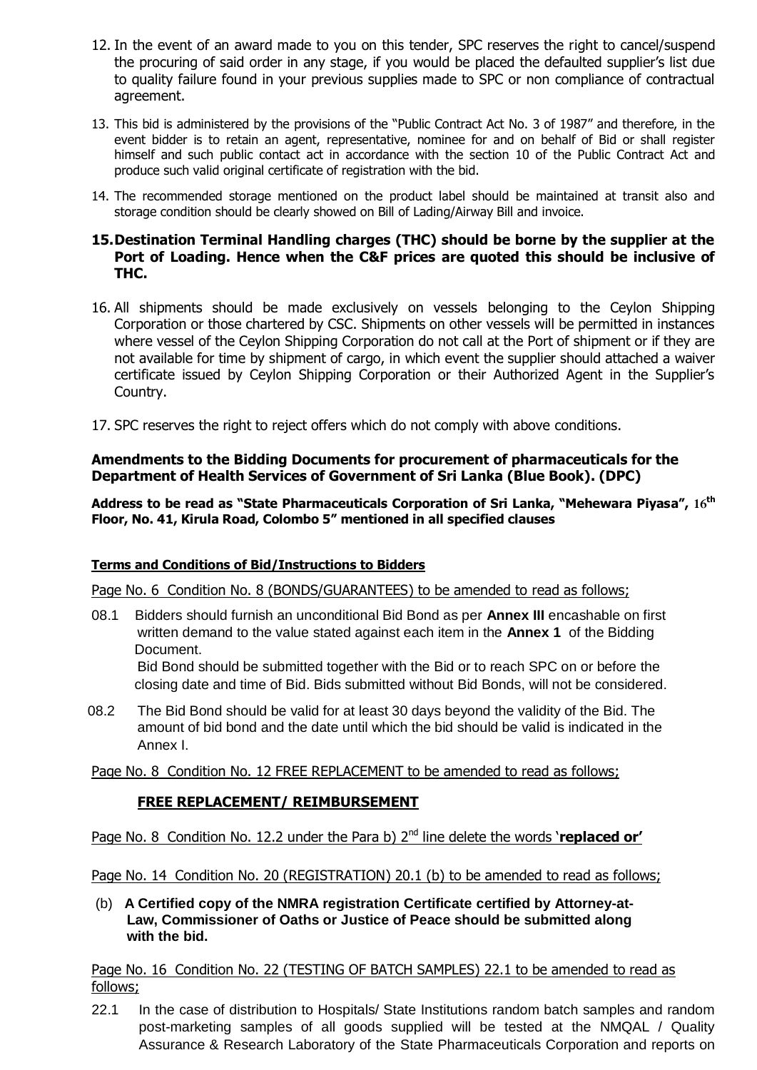12. In the event of an award made to you on this tender, SPC reserves the right to cancel/suspend the procuring of said order in any stage, if you would be placed the defaulted supplier's list due to quality failure found in your previous supplies made to SPC or non compliance of contractual agreement.

13. This bid is administered by the provisions of the "Public Contract Act No. 3 of 1987" and therefore, in the event bidder is to retain an agent, representative, nominee for and on behalf of Bid or shall register himself and such public contact act in accordance with the section 10 of the Public Contract Act and produce such valid original certificate of registration with the bid.

14. The recommended storage mentioned on the product label should be maintained at transit also and storage condition should be clearly showed on Bill of Lading/Airway Bill and invoice.

**15. Destination Terminal Handling charges (THC) should be borne by the supplier at the Port of Loading. Hence when the C&F prices are quoted this should be inclusive of THC.**

16. All shipments should be made exclusively on vessels belonging to the Ceylon Shipping Corporation or those chartered by CSC. Shipments on other vessels will be permitted in instances where vessel of the Ceylon Shipping Corporation do not call at the Port of shipment or if they are not available for time by shipment of cargo, in which event the supplier should attached a waiver certificate issued by Ceylon Shipping Corporation or their Authorized Agent in the Supplier's Country.

17. SPC reserves the right to reject offers which do not comply with above conditions.

**Amendments to the Bidding Documents for procurement of pharmaceuticals for the Department of Health Services of Government of Sri Lanka (Blue Book). (DPC)**

**Address to be read as "State Pharmaceuticals Corporation of Sri Lanka, "Mehewara Piyasa", 16th Floor, No. 41, Kirula Road, Colombo 5" mentioned in all specified clauses**

**Terms and Conditions of Bid/Instructions to Bidders**

Page No. 6 Condition No. 8 (BONDS/GUARANTEES) to be amended to read as follows;

08.1 Bidders should furnish an unconditional Bid Bond as per **Annex III** encashable on first written demand to the value stated against each item in the **Annex 1** of the Bidding Document.
Bid Bond should be submitted together with the Bid or to reach SPC on or before the closing date and time of Bid. Bids submitted without Bid Bonds, will not be considered.

08.2 The Bid Bond should be valid for at least 30 days beyond the validity of the Bid. The amount of bid bond and the date until which the bid should be valid is indicated in the Annex I.

Page No. 8 Condition No. 12 FREE REPLACEMENT to be amended to read as follows;

**FREE REPLACEMENT/ REIMBURSEMENT**

Page No. 8 Condition No. 12.2 under the Para b) 2nd line delete the words '**replaced or'**

Page No. 14 Condition No. 20 (REGISTRATION) 20.1 (b) to be amended to read as follows;

(b) **A Certified copy of the NMRA registration Certificate certified by Attorney-at-Law, Commissioner of Oaths or Justice of Peace should be submitted along with the bid.**

Page No. 16 Condition No. 22 (TESTING OF BATCH SAMPLES) 22.1 to be amended to read as follows;

22.1 In the case of distribution to Hospitals/ State Institutions random batch samples and random post-marketing samples of all goods supplied will be tested at the NMQAL / Quality Assurance & Research Laboratory of the State Pharmaceuticals Corporation and reports on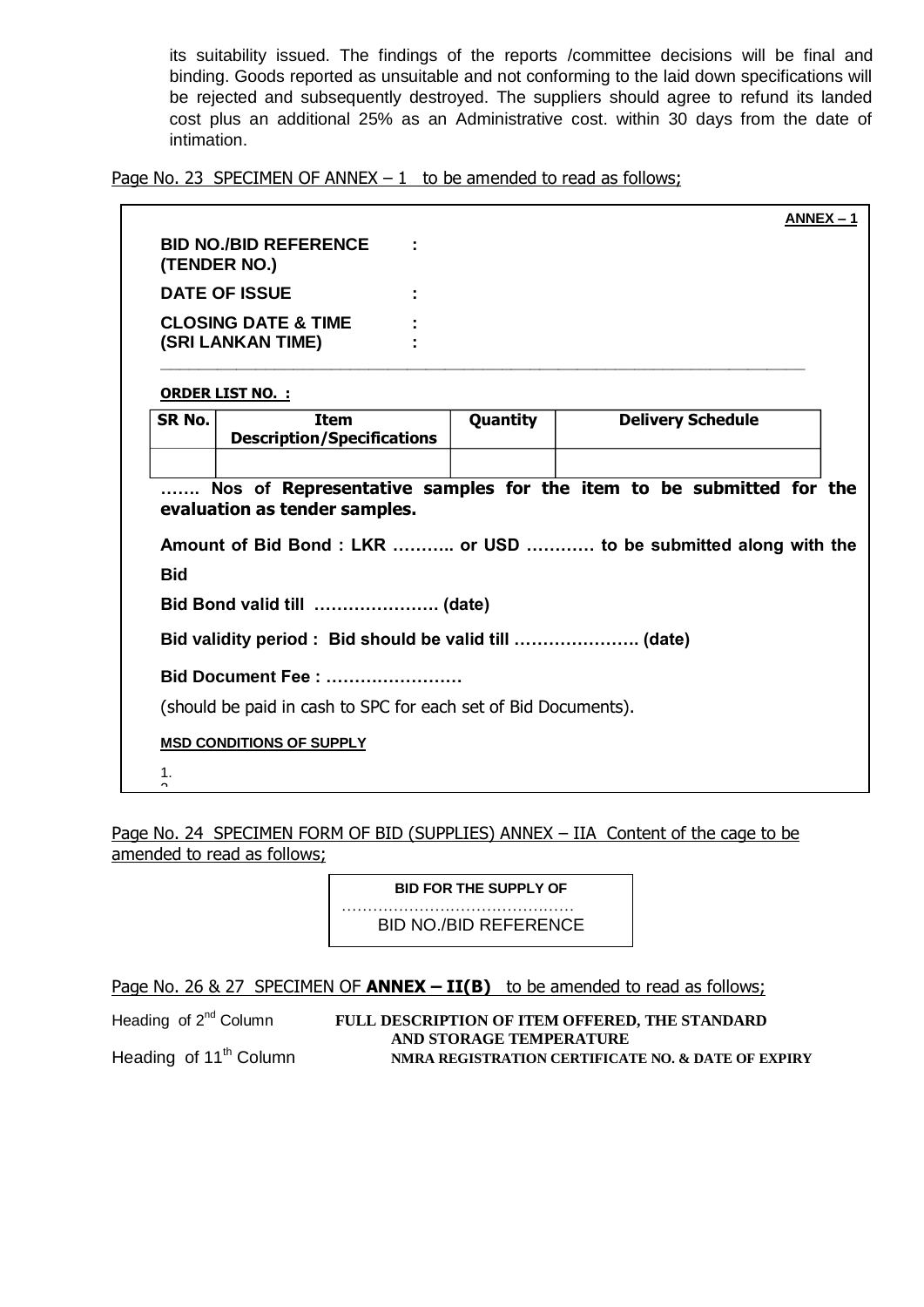its suitability issued. The findings of the reports /committee decisions will be final and binding. Goods reported as unsuitable and not conforming to the laid down specifications will be rejected and subsequently destroyed. The suppliers should agree to refund its landed cost plus an additional 25% as an Administrative cost. within 30 days from the date of intimation.

Page No. 23 SPECIMEN OF ANNEX – 1 to be amended to read as follows;

**ANNEX – 1**

**BID NO./BID REFERENCE (TENDER NO.) :**

**DATE OF ISSUE :**

**CLOSING DATE & TIME (SRI LANKAN TIME) :**

**ORDER LIST NO. :**

| SR No. | Item Description/Specifications | Quantity | Delivery Schedule |
|---|---|---|---|
| | | | |

**……. Nos of Representative samples for the item to be submitted for the evaluation as tender samples.**

**Amount of Bid Bond : LKR ……….. or USD ………… to be submitted along with the Bid**

**Bid Bond valid till …………………. (date)**

**Bid validity period : Bid should be valid till …………………. (date)**

**Bid Document Fee : ……………………**

(should be paid in cash to SPC for each set of Bid Documents).

**MSD CONDITIONS OF SUPPLY**

1.

Page No. 24 SPECIMEN FORM OF BID (SUPPLIES) ANNEX – IIA Content of the cage to be amended to read as follows;

**BID FOR THE SUPPLY OF**
………………………………………
BID NO./BID REFERENCE

Page No. 26 & 27 SPECIMEN OF **ANNEX – II(B)** to be amended to read as follows;

Heading of 2nd Column — **FULL DESCRIPTION OF ITEM OFFERED, THE STANDARD AND STORAGE TEMPERATURE**

Heading of 11th Column — **NMRA REGISTRATION CERTIFICATE NO. & DATE OF EXPIRY**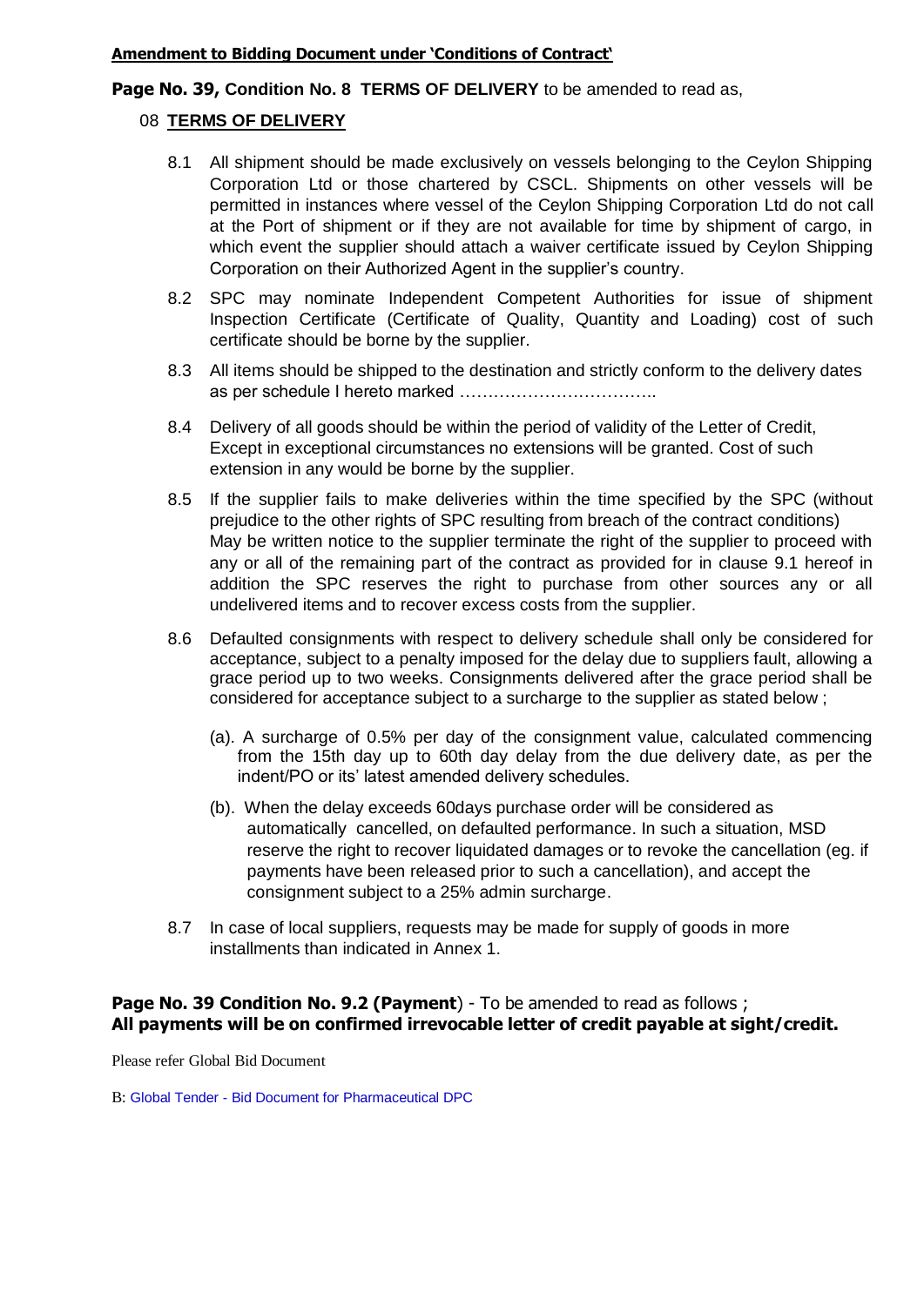**Amendment to Bidding Document under 'Conditions of Contract'**

**Page No. 39, Condition No. 8 TERMS OF DELIVERY** to be amended to read as,

08 **TERMS OF DELIVERY**

8.1 All shipment should be made exclusively on vessels belonging to the Ceylon Shipping Corporation Ltd or those chartered by CSCL. Shipments on other vessels will be permitted in instances where vessel of the Ceylon Shipping Corporation Ltd do not call at the Port of shipment or if they are not available for time by shipment of cargo, in which event the supplier should attach a waiver certificate issued by Ceylon Shipping Corporation on their Authorized Agent in the supplier's country.

8.2 SPC may nominate Independent Competent Authorities for issue of shipment Inspection Certificate (Certificate of Quality, Quantity and Loading) cost of such certificate should be borne by the supplier.

8.3 All items should be shipped to the destination and strictly conform to the delivery dates as per schedule I hereto marked ……………………………..

8.4 Delivery of all goods should be within the period of validity of the Letter of Credit, Except in exceptional circumstances no extensions will be granted. Cost of such extension in any would be borne by the supplier.

8.5 If the supplier fails to make deliveries within the time specified by the SPC (without prejudice to the other rights of SPC resulting from breach of the contract conditions) May be written notice to the supplier terminate the right of the supplier to proceed with any or all of the remaining part of the contract as provided for in clause 9.1 hereof in addition the SPC reserves the right to purchase from other sources any or all undelivered items and to recover excess costs from the supplier.

8.6 Defaulted consignments with respect to delivery schedule shall only be considered for acceptance, subject to a penalty imposed for the delay due to suppliers fault, allowing a grace period up to two weeks. Consignments delivered after the grace period shall be considered for acceptance subject to a surcharge to the supplier as stated below ;

(a). A surcharge of 0.5% per day of the consignment value, calculated commencing from the 15th day up to 60th day delay from the due delivery date, as per the indent/PO or its' latest amended delivery schedules.

(b). When the delay exceeds 60days purchase order will be considered as automatically cancelled, on defaulted performance. In such a situation, MSD reserve the right to recover liquidated damages or to revoke the cancellation (eg. if payments have been released prior to such a cancellation), and accept the consignment subject to a 25% admin surcharge.

8.7 In case of local suppliers, requests may be made for supply of goods in more installments than indicated in Annex 1.

**Page No. 39 Condition No. 9.2 (Payment**) - To be amended to read as follows ;
**All payments will be on confirmed irrevocable letter of credit payable at sight/credit.**

Please refer Global Bid Document

B: Global Tender - Bid Document for Pharmaceutical DPC